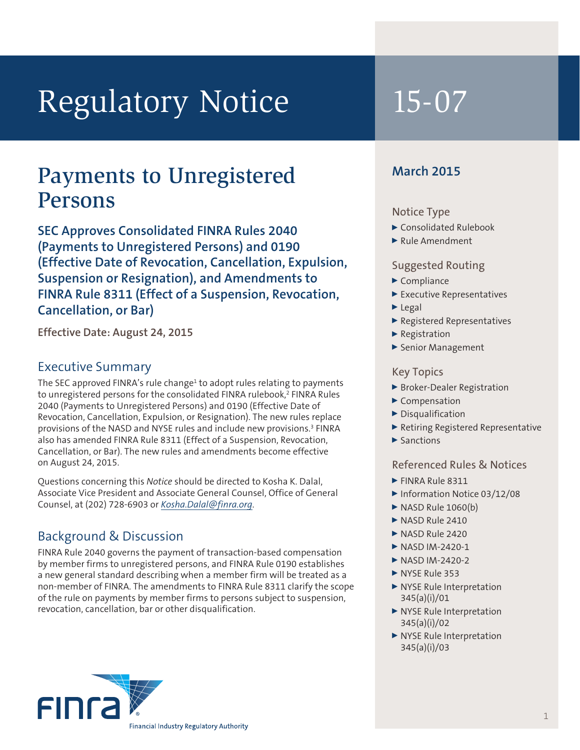# Regulatory Notice 15-07

## Payments to Unregistered Persons

**SEC Approves Consolidated FINRA Rules 2040 (Payments to Unregistered Persons) and 0190 (Effective Date of Revocation, Cancellation, Expulsion, Suspension or Resignation), and Amendments to FINRA Rule 8311 (Effect of a Suspension, Revocation, Cancellation, or Bar)**

**Effective Date: August 24, 2015**

### Executive Summary

The SEC approved FINRA's rule change[1] to adopt rules relating to payments to unregistered persons for the consolidated FINRA rulebook,[2] FINRA Rules 2040 (Payments to Unregistered Persons) and 0190 (Effective Date of Revocation, Cancellation, Expulsion, or Resignation). The new rules replace provisions of the NASD and NYSE rules and include new provisions.[3] FINRA also has amended FINRA Rule 8311 (Effect of a Suspension, Revocation, Cancellation, or Bar). The new rules and amendments become effective on August 24, 2015.

Questions concerning this *Notice* should be directed to Kosha K. Dalal, Associate Vice President and Associate General Counsel, Office of General Counsel, at (202) 728-6903 or *Kosha.Dalal@finra.org*.

### Background & Discussion

FINRA Rule 2040 governs the payment of transaction-based compensation by member firms to unregistered persons, and FINRA Rule 0190 establishes a new general standard describing when a member firm will be treated as a non-member of FINRA. The amendments to FINRA Rule 8311 clarify the scope of the rule on payments by member firms to persons subject to suspension, revocation, cancellation, bar or other disqualification.

**March 2015**

#### Notice Type

- Consolidated Rulebook
- Rule Amendment

#### Suggested Routing

- Compliance
- Executive Representatives
- Legal
- Registered Representatives
- Registration
- Senior Management

#### Key Topics

- Broker-Dealer Registration
- Compensation
- Disqualification
- Retiring Registered Representative
- Sanctions

#### Referenced Rules & Notices

- FINRA Rule 8311
- Information Notice 03/12/08
- NASD Rule 1060(b)
- NASD Rule 2410
- NASD Rule 2420
- NASD IM-2420-1
- NASD IM-2420-2
- NYSE Rule 353
- NYSE Rule Interpretation 345(a)(i)/01
- NYSE Rule Interpretation 345(a)(i)/02
- NYSE Rule Interpretation 345(a)(i)/03

FINRA
Financial Industry Regulatory Authority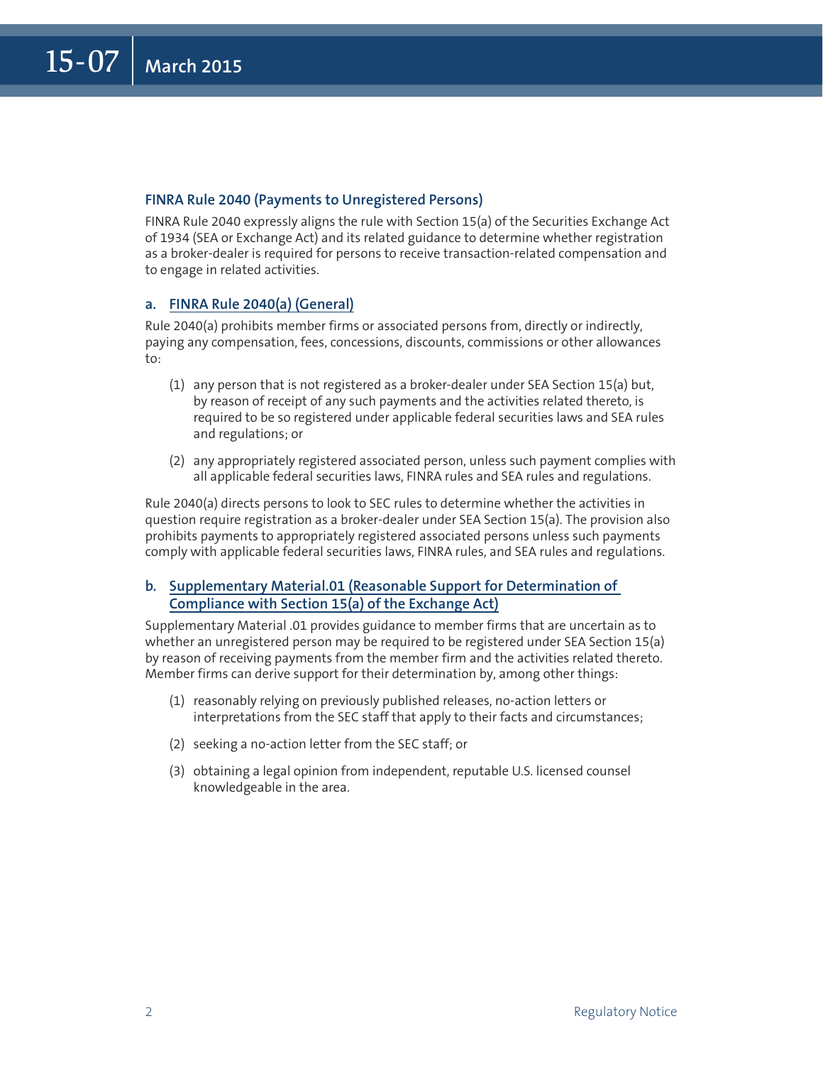### FINRA Rule 2040 (Payments to Unregistered Persons)

FINRA Rule 2040 expressly aligns the rule with Section 15(a) of the Securities Exchange Act of 1934 (SEA or Exchange Act) and its related guidance to determine whether registration as a broker-dealer is required for persons to receive transaction-related compensation and to engage in related activities.

#### a. FINRA Rule 2040(a) (General)

Rule 2040(a) prohibits member firms or associated persons from, directly or indirectly, paying any compensation, fees, concessions, discounts, commissions or other allowances to:

(1) any person that is not registered as a broker-dealer under SEA Section 15(a) but, by reason of receipt of any such payments and the activities related thereto, is required to be so registered under applicable federal securities laws and SEA rules and regulations; or

(2) any appropriately registered associated person, unless such payment complies with all applicable federal securities laws, FINRA rules and SEA rules and regulations.

Rule 2040(a) directs persons to look to SEC rules to determine whether the activities in question require registration as a broker-dealer under SEA Section 15(a). The provision also prohibits payments to appropriately registered associated persons unless such payments comply with applicable federal securities laws, FINRA rules, and SEA rules and regulations.

#### b. Supplementary Material.01 (Reasonable Support for Determination of Compliance with Section 15(a) of the Exchange Act)

Supplementary Material .01 provides guidance to member firms that are uncertain as to whether an unregistered person may be required to be registered under SEA Section 15(a) by reason of receiving payments from the member firm and the activities related thereto. Member firms can derive support for their determination by, among other things:

(1) reasonably relying on previously published releases, no-action letters or interpretations from the SEC staff that apply to their facts and circumstances;

(2) seeking a no-action letter from the SEC staff; or

(3) obtaining a legal opinion from independent, reputable U.S. licensed counsel knowledgeable in the area.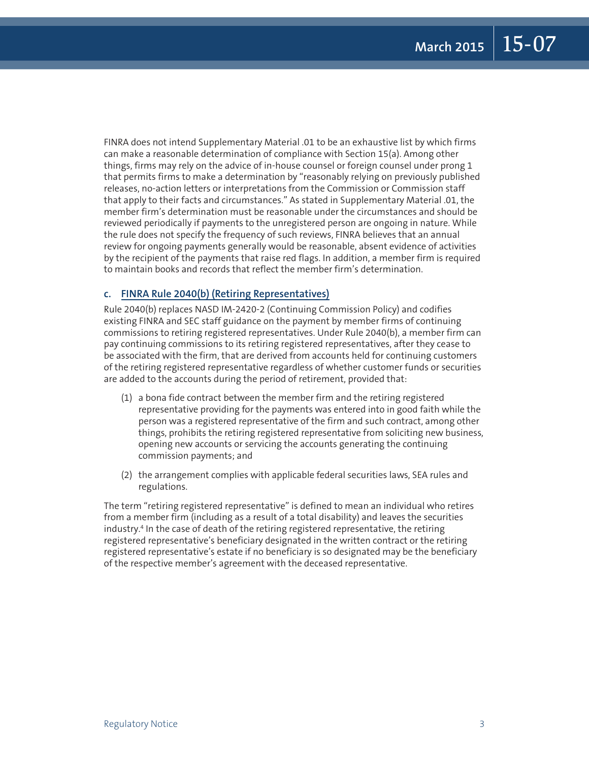FINRA does not intend Supplementary Material .01 to be an exhaustive list by which firms can make a reasonable determination of compliance with Section 15(a). Among other things, firms may rely on the advice of in-house counsel or foreign counsel under prong 1 that permits firms to make a determination by "reasonably relying on previously published releases, no-action letters or interpretations from the Commission or Commission staff that apply to their facts and circumstances." As stated in Supplementary Material .01, the member firm's determination must be reasonable under the circumstances and should be reviewed periodically if payments to the unregistered person are ongoing in nature. While the rule does not specify the frequency of such reviews, FINRA believes that an annual review for ongoing payments generally would be reasonable, absent evidence of activities by the recipient of the payments that raise red flags. In addition, a member firm is required to maintain books and records that reflect the member firm's determination.

### c. FINRA Rule 2040(b) (Retiring Representatives)

Rule 2040(b) replaces NASD IM-2420-2 (Continuing Commission Policy) and codifies existing FINRA and SEC staff guidance on the payment by member firms of continuing commissions to retiring registered representatives. Under Rule 2040(b), a member firm can pay continuing commissions to its retiring registered representatives, after they cease to be associated with the firm, that are derived from accounts held for continuing customers of the retiring registered representative regardless of whether customer funds or securities are added to the accounts during the period of retirement, provided that:

(1) a bona fide contract between the member firm and the retiring registered representative providing for the payments was entered into in good faith while the person was a registered representative of the firm and such contract, among other things, prohibits the retiring registered representative from soliciting new business, opening new accounts or servicing the accounts generating the continuing commission payments; and

(2) the arrangement complies with applicable federal securities laws, SEA rules and regulations.

The term "retiring registered representative" is defined to mean an individual who retires from a member firm (including as a result of a total disability) and leaves the securities industry.[4] In the case of death of the retiring registered representative, the retiring registered representative's beneficiary designated in the written contract or the retiring registered representative's estate if no beneficiary is so designated may be the beneficiary of the respective member's agreement with the deceased representative.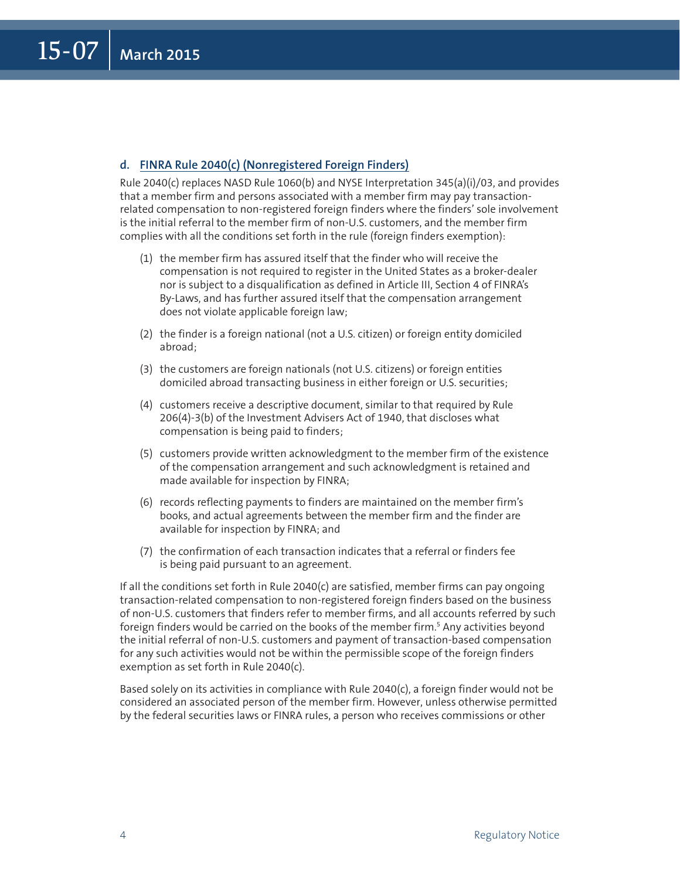### d. FINRA Rule 2040(c) (Nonregistered Foreign Finders)

Rule 2040(c) replaces NASD Rule 1060(b) and NYSE Interpretation 345(a)(i)/03, and provides that a member firm and persons associated with a member firm may pay transaction-related compensation to non-registered foreign finders where the finders' sole involvement is the initial referral to the member firm of non-U.S. customers, and the member firm complies with all the conditions set forth in the rule (foreign finders exemption):

1. the member firm has assured itself that the finder who will receive the compensation is not required to register in the United States as a broker-dealer nor is subject to a disqualification as defined in Article III, Section 4 of FINRA's By-Laws, and has further assured itself that the compensation arrangement does not violate applicable foreign law;
2. the finder is a foreign national (not a U.S. citizen) or foreign entity domiciled abroad;
3. the customers are foreign nationals (not U.S. citizens) or foreign entities domiciled abroad transacting business in either foreign or U.S. securities;
4. customers receive a descriptive document, similar to that required by Rule 206(4)-3(b) of the Investment Advisers Act of 1940, that discloses what compensation is being paid to finders;
5. customers provide written acknowledgment to the member firm of the existence of the compensation arrangement and such acknowledgment is retained and made available for inspection by FINRA;
6. records reflecting payments to finders are maintained on the member firm's books, and actual agreements between the member firm and the finder are available for inspection by FINRA; and
7. the confirmation of each transaction indicates that a referral or finders fee is being paid pursuant to an agreement.

If all the conditions set forth in Rule 2040(c) are satisfied, member firms can pay ongoing transaction-related compensation to non-registered foreign finders based on the business of non-U.S. customers that finders refer to member firms, and all accounts referred by such foreign finders would be carried on the books of the member firm.[5] Any activities beyond the initial referral of non-U.S. customers and payment of transaction-based compensation for any such activities would not be within the permissible scope of the foreign finders exemption as set forth in Rule 2040(c).

Based solely on its activities in compliance with Rule 2040(c), a foreign finder would not be considered an associated person of the member firm. However, unless otherwise permitted by the federal securities laws or FINRA rules, a person who receives commissions or other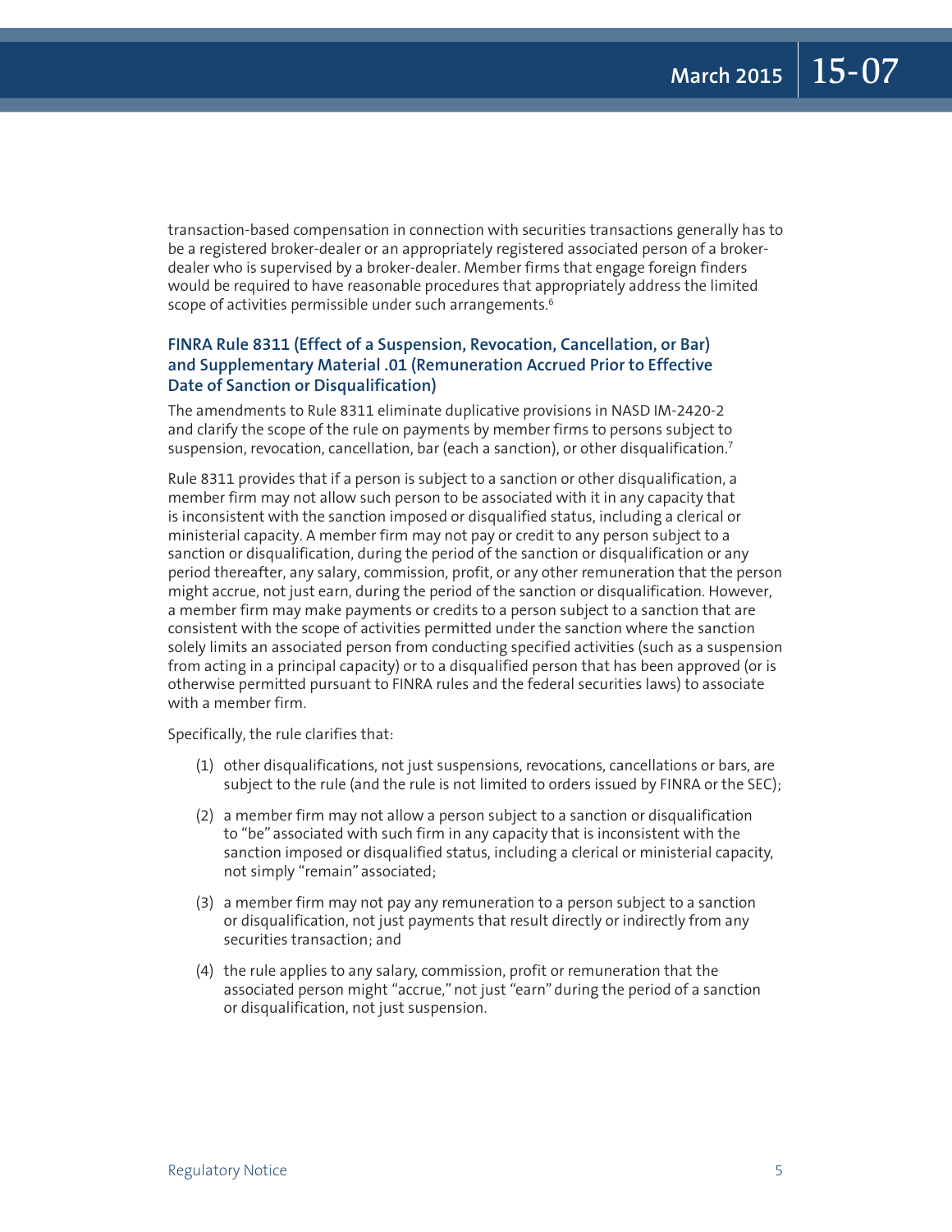transaction-based compensation in connection with securities transactions generally has to be a registered broker-dealer or an appropriately registered associated person of a broker-dealer who is supervised by a broker-dealer. Member firms that engage foreign finders would be required to have reasonable procedures that appropriately address the limited scope of activities permissible under such arrangements.[6]

### FINRA Rule 8311 (Effect of a Suspension, Revocation, Cancellation, or Bar) and Supplementary Material .01 (Remuneration Accrued Prior to Effective Date of Sanction or Disqualification)

The amendments to Rule 8311 eliminate duplicative provisions in NASD IM-2420-2 and clarify the scope of the rule on payments by member firms to persons subject to suspension, revocation, cancellation, bar (each a sanction), or other disqualification.[7]

Rule 8311 provides that if a person is subject to a sanction or other disqualification, a member firm may not allow such person to be associated with it in any capacity that is inconsistent with the sanction imposed or disqualified status, including a clerical or ministerial capacity. A member firm may not pay or credit to any person subject to a sanction or disqualification, during the period of the sanction or disqualification or any period thereafter, any salary, commission, profit, or any other remuneration that the person might accrue, not just earn, during the period of the sanction or disqualification. However, a member firm may make payments or credits to a person subject to a sanction that are consistent with the scope of activities permitted under the sanction where the sanction solely limits an associated person from conducting specified activities (such as a suspension from acting in a principal capacity) or to a disqualified person that has been approved (or is otherwise permitted pursuant to FINRA rules and the federal securities laws) to associate with a member firm.

Specifically, the rule clarifies that:

(1) other disqualifications, not just suspensions, revocations, cancellations or bars, are subject to the rule (and the rule is not limited to orders issued by FINRA or the SEC);

(2) a member firm may not allow a person subject to a sanction or disqualification to "be" associated with such firm in any capacity that is inconsistent with the sanction imposed or disqualified status, including a clerical or ministerial capacity, not simply "remain" associated;

(3) a member firm may not pay any remuneration to a person subject to a sanction or disqualification, not just payments that result directly or indirectly from any securities transaction; and

(4) the rule applies to any salary, commission, profit or remuneration that the associated person might "accrue," not just "earn" during the period of a sanction or disqualification, not just suspension.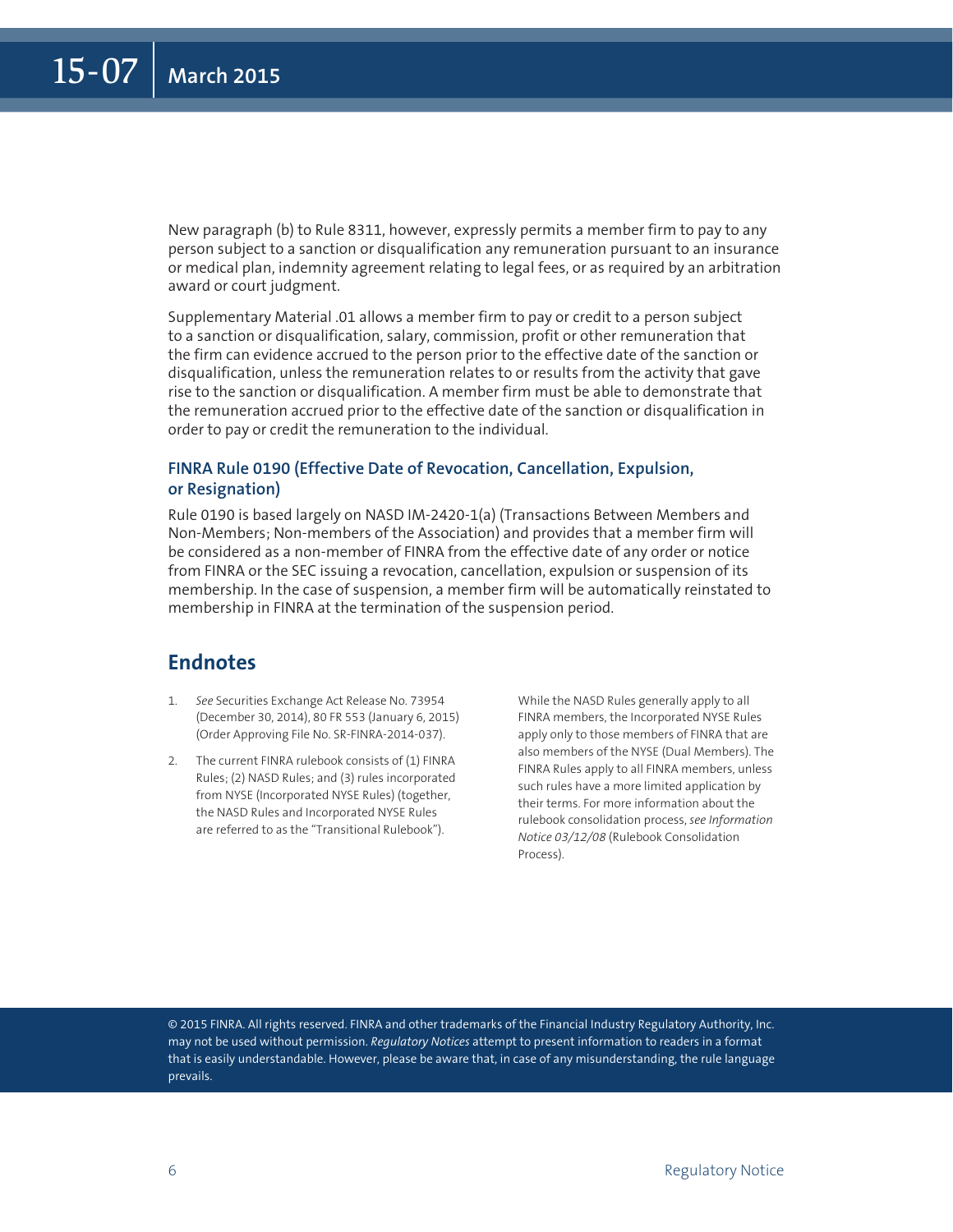New paragraph (b) to Rule 8311, however, expressly permits a member firm to pay to any person subject to a sanction or disqualification any remuneration pursuant to an insurance or medical plan, indemnity agreement relating to legal fees, or as required by an arbitration award or court judgment.

Supplementary Material .01 allows a member firm to pay or credit to a person subject to a sanction or disqualification, salary, commission, profit or other remuneration that the firm can evidence accrued to the person prior to the effective date of the sanction or disqualification, unless the remuneration relates to or results from the activity that gave rise to the sanction or disqualification. A member firm must be able to demonstrate that the remuneration accrued prior to the effective date of the sanction or disqualification in order to pay or credit the remuneration to the individual.

### FINRA Rule 0190 (Effective Date of Revocation, Cancellation, Expulsion, or Resignation)

Rule 0190 is based largely on NASD IM-2420-1(a) (Transactions Between Members and Non-Members; Non-members of the Association) and provides that a member firm will be considered as a non-member of FINRA from the effective date of any order or notice from FINRA or the SEC issuing a revocation, cancellation, expulsion or suspension of its membership. In the case of suspension, a member firm will be automatically reinstated to membership in FINRA at the termination of the suspension period.

## Endnotes

1. *See* Securities Exchange Act Release No. 73954 (December 30, 2014), 80 FR 553 (January 6, 2015) (Order Approving File No. SR-FINRA-2014-037).
2. The current FINRA rulebook consists of (1) FINRA Rules; (2) NASD Rules; and (3) rules incorporated from NYSE (Incorporated NYSE Rules) (together, the NASD Rules and Incorporated NYSE Rules are referred to as the "Transitional Rulebook").

   While the NASD Rules generally apply to all FINRA members, the Incorporated NYSE Rules apply only to those members of FINRA that are also members of the NYSE (Dual Members). The FINRA Rules apply to all FINRA members, unless such rules have a more limited application by their terms. For more information about the rulebook consolidation process, *see Information Notice 03/12/08* (Rulebook Consolidation Process).

© 2015 FINRA. All rights reserved. FINRA and other trademarks of the Financial Industry Regulatory Authority, Inc. may not be used without permission. *Regulatory Notices* attempt to present information to readers in a format that is easily understandable. However, please be aware that, in case of any misunderstanding, the rule language prevails.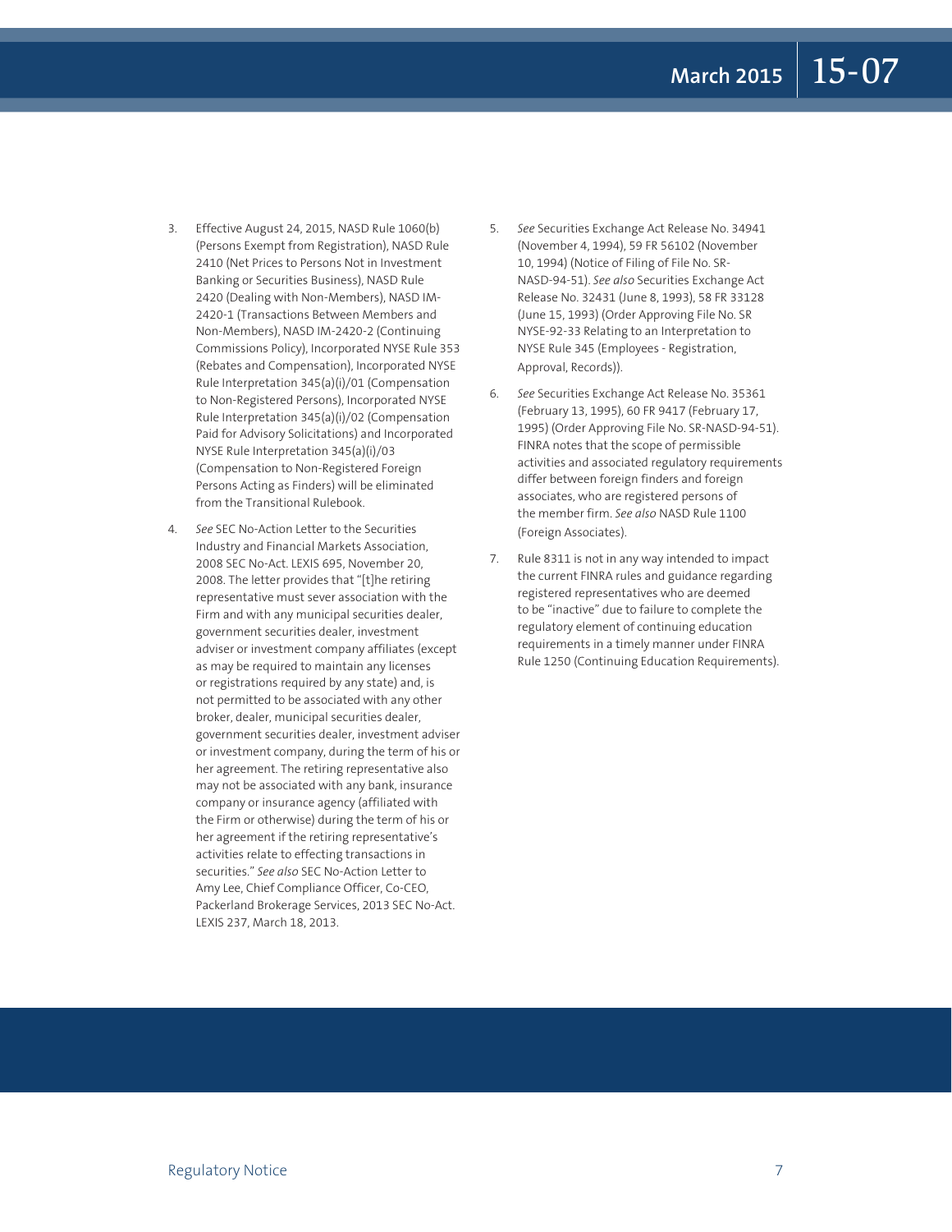3. Effective August 24, 2015, NASD Rule 1060(b) (Persons Exempt from Registration), NASD Rule 2410 (Net Prices to Persons Not in Investment Banking or Securities Business), NASD Rule 2420 (Dealing with Non-Members), NASD IM-2420-1 (Transactions Between Members and Non-Members), NASD IM-2420-2 (Continuing Commissions Policy), Incorporated NYSE Rule 353 (Rebates and Compensation), Incorporated NYSE Rule Interpretation 345(a)(i)/01 (Compensation to Non-Registered Persons), Incorporated NYSE Rule Interpretation 345(a)(i)/02 (Compensation Paid for Advisory Solicitations) and Incorporated NYSE Rule Interpretation 345(a)(i)/03 (Compensation to Non-Registered Foreign Persons Acting as Finders) will be eliminated from the Transitional Rulebook.

4. *See* SEC No-Action Letter to the Securities Industry and Financial Markets Association, 2008 SEC No-Act. LEXIS 695, November 20, 2008. The letter provides that "[t]he retiring representative must sever association with the Firm and with any municipal securities dealer, government securities dealer, investment adviser or investment company affiliates (except as may be required to maintain any licenses or registrations required by any state) and, is not permitted to be associated with any other broker, dealer, municipal securities dealer, government securities dealer, investment adviser or investment company, during the term of his or her agreement. The retiring representative also may not be associated with any bank, insurance company or insurance agency (affiliated with the Firm or otherwise) during the term of his or her agreement if the retiring representative's activities relate to effecting transactions in securities." *See also* SEC No-Action Letter to Amy Lee, Chief Compliance Officer, Co-CEO, Packerland Brokerage Services, 2013 SEC No-Act. LEXIS 237, March 18, 2013.

5. *See* Securities Exchange Act Release No. 34941 (November 4, 1994), 59 FR 56102 (November 10, 1994) (Notice of Filing of File No. SR-NASD-94-51). *See also* Securities Exchange Act Release No. 32431 (June 8, 1993), 58 FR 33128 (June 15, 1993) (Order Approving File No. SR NYSE-92-33 Relating to an Interpretation to NYSE Rule 345 (Employees - Registration, Approval, Records)).

6. *See* Securities Exchange Act Release No. 35361 (February 13, 1995), 60 FR 9417 (February 17, 1995) (Order Approving File No. SR-NASD-94-51). FINRA notes that the scope of permissible activities and associated regulatory requirements differ between foreign finders and foreign associates, who are registered persons of the member firm. *See also* NASD Rule 1100 (Foreign Associates).

7. Rule 8311 is not in any way intended to impact the current FINRA rules and guidance regarding registered representatives who are deemed to be "inactive" due to failure to complete the regulatory element of continuing education requirements in a timely manner under FINRA Rule 1250 (Continuing Education Requirements).